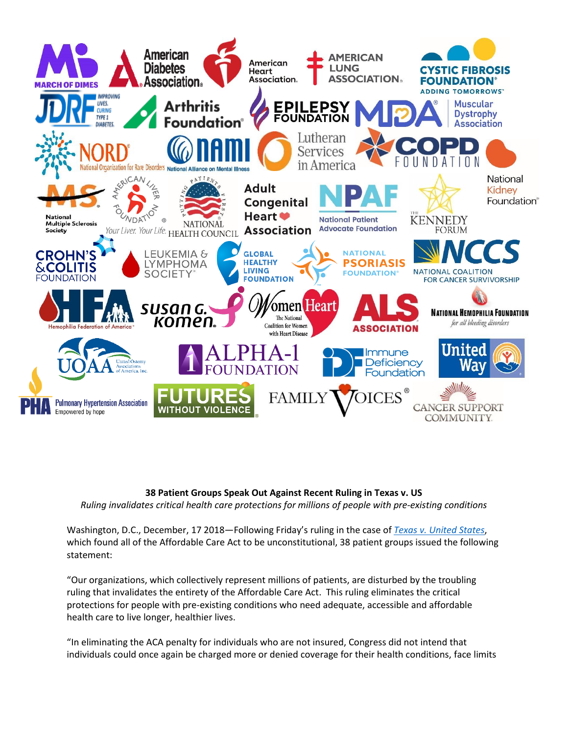**38 Patient Groups Speak Out Against Recent Ruling in Texas v. US**

*Ruling invalidates critical health care protections for millions of people with pre-existing conditions*

Washington, D.C., December, 17 2018—Following Friday's ruling in the case of *Texas v. United States*, which found all of the Affordable Care Act to be unconstitutional, 38 patient groups issued the following statement:

"Our organizations, which collectively represent millions of patients, are disturbed by the troubling ruling that invalidates the entirety of the Affordable Care Act. This ruling eliminates the critical protections for people with pre-existing conditions who need adequate, accessible and affordable health care to live longer, healthier lives.

"In eliminating the ACA penalty for individuals who are not insured, Congress did not intend that individuals could once again be charged more or denied coverage for their health conditions, face limits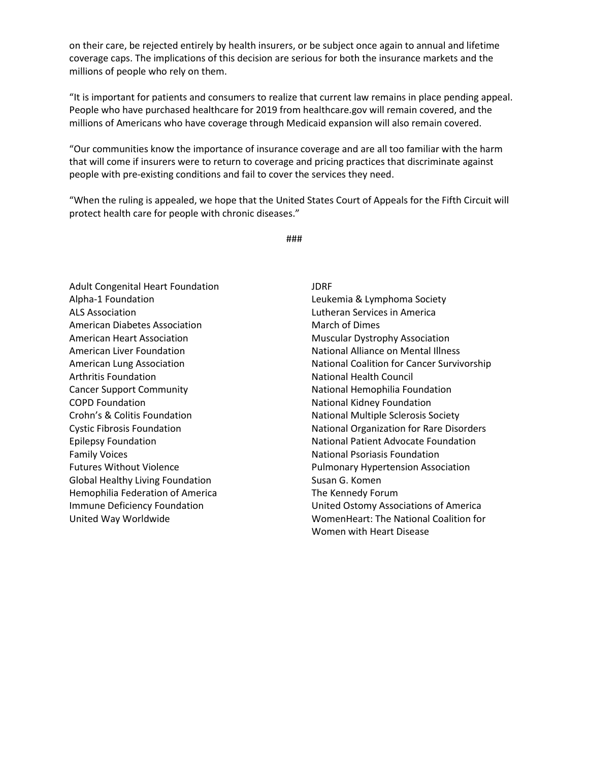on their care, be rejected entirely by health insurers, or be subject once again to annual and lifetime coverage caps. The implications of this decision are serious for both the insurance markets and the millions of people who rely on them.

"It is important for patients and consumers to realize that current law remains in place pending appeal. People who have purchased healthcare for 2019 from healthcare.gov will remain covered, and the millions of Americans who have coverage through Medicaid expansion will also remain covered.

"Our communities know the importance of insurance coverage and are all too familiar with the harm that will come if insurers were to return to coverage and pricing practices that discriminate against people with pre-existing conditions and fail to cover the services they need.

"When the ruling is appealed, we hope that the United States Court of Appeals for the Fifth Circuit will protect health care for people with chronic diseases."

###

Adult Congenital Heart Foundation
Alpha-1 Foundation
ALS Association
American Diabetes Association
American Heart Association
American Liver Foundation
American Lung Association
Arthritis Foundation
Cancer Support Community
COPD Foundation
Crohn's & Colitis Foundation
Cystic Fibrosis Foundation
Epilepsy Foundation
Family Voices
Futures Without Violence
Global Healthy Living Foundation
Hemophilia Federation of America
Immune Deficiency Foundation
United Way Worldwide
JDRF
Leukemia & Lymphoma Society
Lutheran Services in America
March of Dimes
Muscular Dystrophy Association
National Alliance on Mental Illness
National Coalition for Cancer Survivorship
National Health Council
National Hemophilia Foundation
National Kidney Foundation
National Multiple Sclerosis Society
National Organization for Rare Disorders
National Patient Advocate Foundation
National Psoriasis Foundation
Pulmonary Hypertension Association
Susan G. Komen
The Kennedy Forum
United Ostomy Associations of America
WomenHeart: The National Coalition for Women with Heart Disease